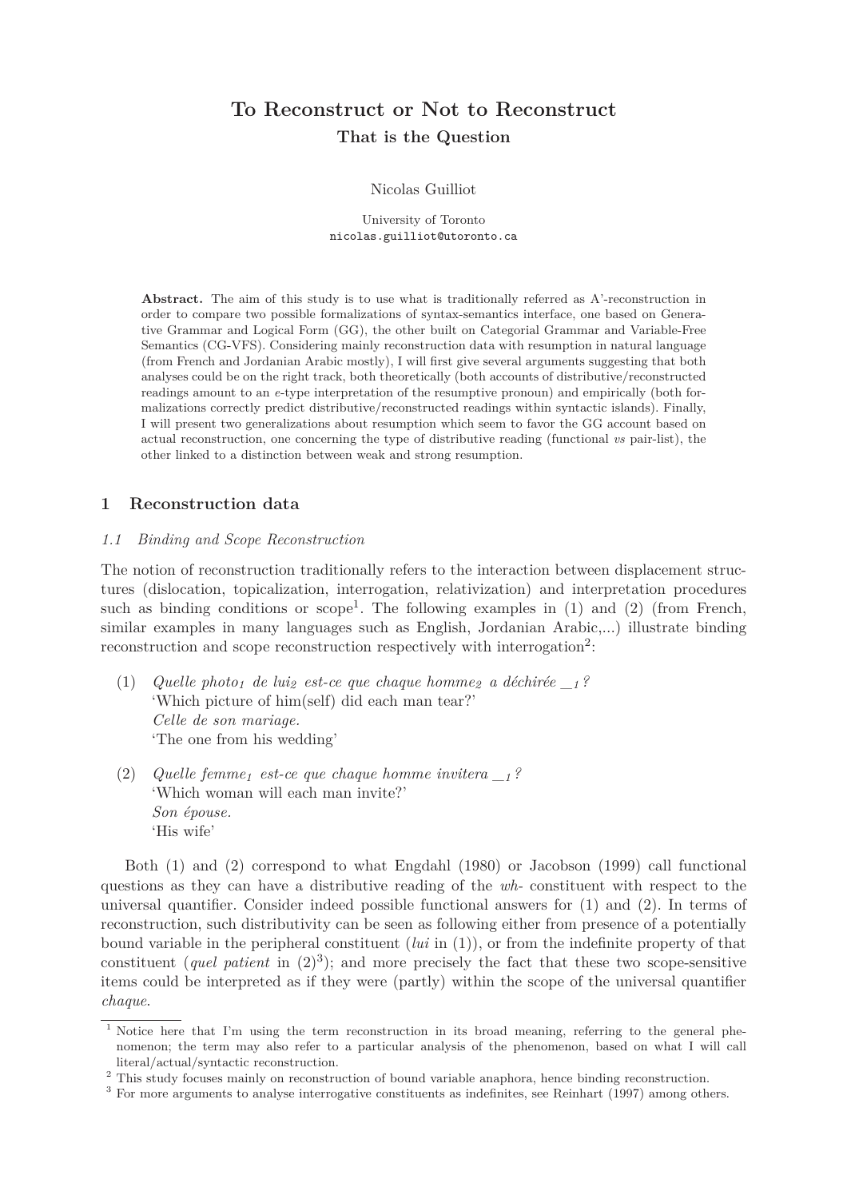# To Reconstruct or Not to Reconstruct

## That is the Question

Nicolas Guilliot

University of Toronto
nicolas.guilliot@utoronto.ca

**Abstract.** The aim of this study is to use what is traditionally referred as A'-reconstruction in order to compare two possible formalizations of syntax-semantics interface, one based on Generative Grammar and Logical Form (GG), the other built on Categorial Grammar and Variable-Free Semantics (CG-VFS). Considering mainly reconstruction data with resumption in natural language (from French and Jordanian Arabic mostly), I will first give several arguments suggesting that both analyses could be on the right track, both theoretically (both accounts of distributive/reconstructed readings amount to an *e*-type interpretation of the resumptive pronoun) and empirically (both formalizations correctly predict distributive/reconstructed readings within syntactic islands). Finally, I will present two generalizations about resumption which seem to favor the GG account based on actual reconstruction, one concerning the type of distributive reading (functional *vs* pair-list), the other linked to a distinction between weak and strong resumption.

## 1 Reconstruction data

### *1.1 Binding and Scope Reconstruction*

The notion of reconstruction traditionally refers to the interaction between displacement structures (dislocation, topicalization, interrogation, relativization) and interpretation procedures such as binding conditions or scope[1]. The following examples in (1) and (2) (from French, similar examples in many languages such as English, Jordanian Arabic,...) illustrate binding reconstruction and scope reconstruction respectively with interrogation[2]:

(1) *Quelle photo$_1$ de lui$_2$ est-ce que chaque homme$_2$ a déchirée \_$_1$?*
'Which picture of him(self) did each man tear?'
*Celle de son mariage.*
'The one from his wedding'

(2) *Quelle femme$_1$ est-ce que chaque homme invitera \_$_1$?*
'Which woman will each man invite?'
*Son épouse.*
'His wife'

Both (1) and (2) correspond to what Engdahl (1980) or Jacobson (1999) call functional questions as they can have a distributive reading of the *wh-* constituent with respect to the universal quantifier. Consider indeed possible functional answers for (1) and (2). In terms of reconstruction, such distributivity can be seen as following either from presence of a potentially bound variable in the peripheral constituent (*lui* in (1)), or from the indefinite property of that constituent (*quel patient* in (2)[3]); and more precisely the fact that these two scope-sensitive items could be interpreted as if they were (partly) within the scope of the universal quantifier *chaque*.

---

[1] Notice here that I'm using the term reconstruction in its broad meaning, referring to the general phenomenon; the term may also refer to a particular analysis of the phenomenon, based on what I will call literal/actual/syntactic reconstruction.

[2] This study focuses mainly on reconstruction of bound variable anaphora, hence binding reconstruction.

[3] For more arguments to analyse interrogative constituents as indefinites, see Reinhart (1997) among others.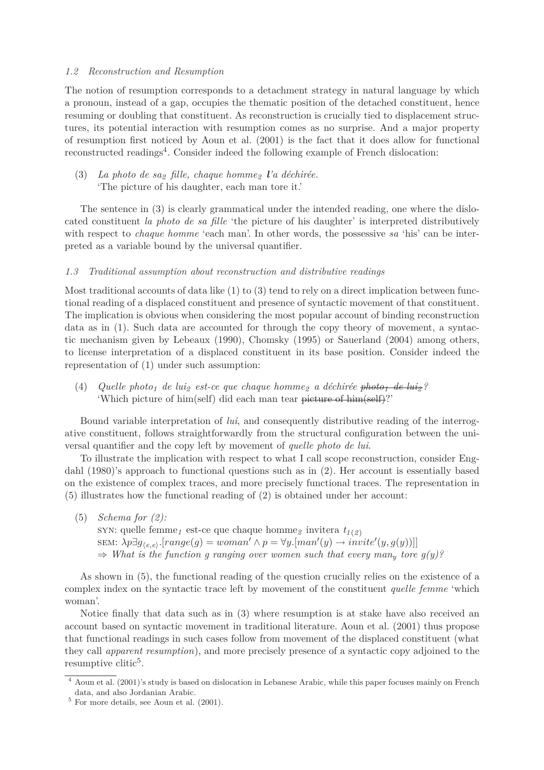### *1.2 Reconstruction and Resumption*

The notion of resumption corresponds to a detachment strategy in natural language by which a pronoun, instead of a gap, occupies the thematic position of the detached constituent, hence resuming or doubling that constituent. As reconstruction is crucially tied to displacement structures, its potential interaction with resumption comes as no surprise. And a major property of resumption first noticed by Aoun et al. (2001) is the fact that it does allow for functional reconstructed readings[4]. Consider indeed the following example of French dislocation:

(3) *La photo de sa$_2$ fille, chaque homme$_2$* ***l'****a déchirée.*
'The picture of his daughter, each man tore it.'

The sentence in (3) is clearly grammatical under the intended reading, one where the dislocated constituent *la photo de sa fille* 'the picture of his daughter' is interpreted distributively with respect to *chaque homme* 'each man'. In other words, the possessive *sa* 'his' can be interpreted as a variable bound by the universal quantifier.

### *1.3 Traditional assumption about reconstruction and distributive readings*

Most traditional accounts of data like (1) to (3) tend to rely on a direct implication between functional reading of a displaced constituent and presence of syntactic movement of that constituent. The implication is obvious when considering the most popular account of binding reconstruction data as in (1). Such data are accounted for through the copy theory of movement, a syntactic mechanism given by Lebeaux (1990), Chomsky (1995) or Sauerland (2004) among others, to license interpretation of a displaced constituent in its base position. Consider indeed the representation of (1) under such assumption:

(4) *Quelle photo$_1$ de lui$_2$ est-ce que chaque homme$_2$ a déchirée ~~photo$_1$ de lui$_2$~~?*
'Which picture of him(self) did each man tear ~~picture of him(self)~~?'

Bound variable interpretation of *lui*, and consequently distributive reading of the interrogative constituent, follows straightforwardly from the structural configuration between the universal quantifier and the copy left by movement of *quelle photo de lui*.

To illustrate the implication with respect to what I call scope reconstruction, consider Engdahl (1980)'s approach to functional questions such as in (2). Her account is essentially based on the existence of complex traces, and more precisely functional traces. The representation in (5) illustrates how the functional reading of (2) is obtained under her account:

(5) *Schema for (2):*
SYN: quelle femme$_1$ est-ce que chaque homme$_2$ invitera $t_{1(2)}$
SEM: $\lambda p \exists g_{\langle e,e \rangle}.[range(g) = woman' \land p = \forall y.[man'(y) \rightarrow invite'(y, g(y))]]$
$\Rightarrow$ *What is the function g ranging over women such that every man$_y$ tore g(y)?*

As shown in (5), the functional reading of the question crucially relies on the existence of a complex index on the syntactic trace left by movement of the constituent *quelle femme* 'which woman'.

Notice finally that data such as in (3) where resumption is at stake have also received an account based on syntactic movement in traditional literature. Aoun et al. (2001) thus propose that functional readings in such cases follow from movement of the displaced constituent (what they call *apparent resumption*), and more precisely presence of a syntactic copy adjoined to the resumptive clitic[5].

---

[4] Aoun et al. (2001)'s study is based on dislocation in Lebanese Arabic, while this paper focuses mainly on French data, and also Jordanian Arabic.

[5] For more details, see Aoun et al. (2001).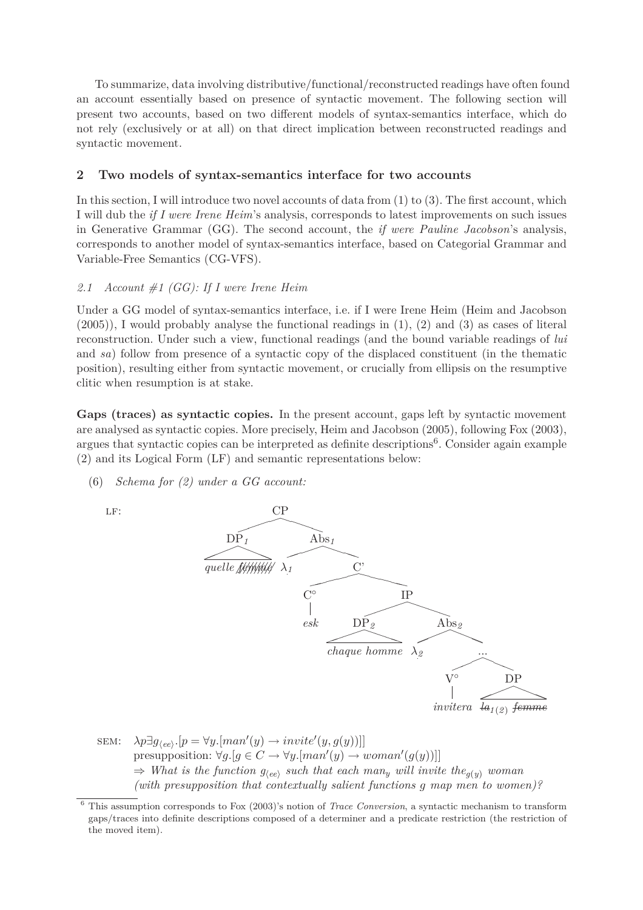To summarize, data involving distributive/functional/reconstructed readings have often found an account essentially based on presence of syntactic movement. The following section will present two accounts, based on two different models of syntax-semantics interface, which do not rely (exclusively or at all) on that direct implication between reconstructed readings and syntactic movement.

## 2 Two models of syntax-semantics interface for two accounts

In this section, I will introduce two novel accounts of data from (1) to (3). The first account, which I will dub the *if I were Irene Heim*'s analysis, corresponds to latest improvements on such issues in Generative Grammar (GG). The second account, the *if were Pauline Jacobson*'s analysis, corresponds to another model of syntax-semantics interface, based on Categorial Grammar and Variable-Free Semantics (CG-VFS).

### *2.1 Account #1 (GG): If I were Irene Heim*

Under a GG model of syntax-semantics interface, i.e. if I were Irene Heim (Heim and Jacobson (2005)), I would probably analyse the functional readings in (1), (2) and (3) as cases of literal reconstruction. Under such a view, functional readings (and the bound variable readings of *lui* and *sa*) follow from presence of a syntactic copy of the displaced constituent (in the thematic position), resulting either from syntactic movement, or crucially from ellipsis on the resumptive clitic when resumption is at stake.

**Gaps (traces) as syntactic copies.** In the present account, gaps left by syntactic movement are analysed as syntactic copies. More precisely, Heim and Jacobson (2005), following Fox (2003), argues that syntactic copies can be interpreted as definite descriptions[6]. Consider again example (2) and its Logical Form (LF) and semantic representations below:

(6) *Schema for (2) under a GG account:*

LF: [CP [DP$_1$ *quelle* ~~*femme*~~] [Abs$_1$ $\lambda_1$ [C' [C° *esk*] [IP [DP$_2$ *chaque homme*] [Abs$_2$ $\lambda_2$ [... [V° *invitera*] [DP ~~*la*~~$_{1(2)}$ ~~*femme*~~]]]]]]]

SEM: $\lambda p \exists g_{\langle ee \rangle}.[p = \forall y.[man'(y) \rightarrow invite'(y, g(y))]]$
presupposition: $\forall g.[g \in C \rightarrow \forall y.[man'(y) \rightarrow woman'(g(y))]]$
$\Rightarrow$ *What is the function $g_{\langle ee \rangle}$ such that each man$_y$ will invite the$_{g(y)}$ woman (with presupposition that contextually salient functions g map men to women)?*

---

[6] This assumption corresponds to Fox (2003)'s notion of *Trace Conversion*, a syntactic mechanism to transform gaps/traces into definite descriptions composed of a determiner and a predicate restriction (the restriction of the moved item).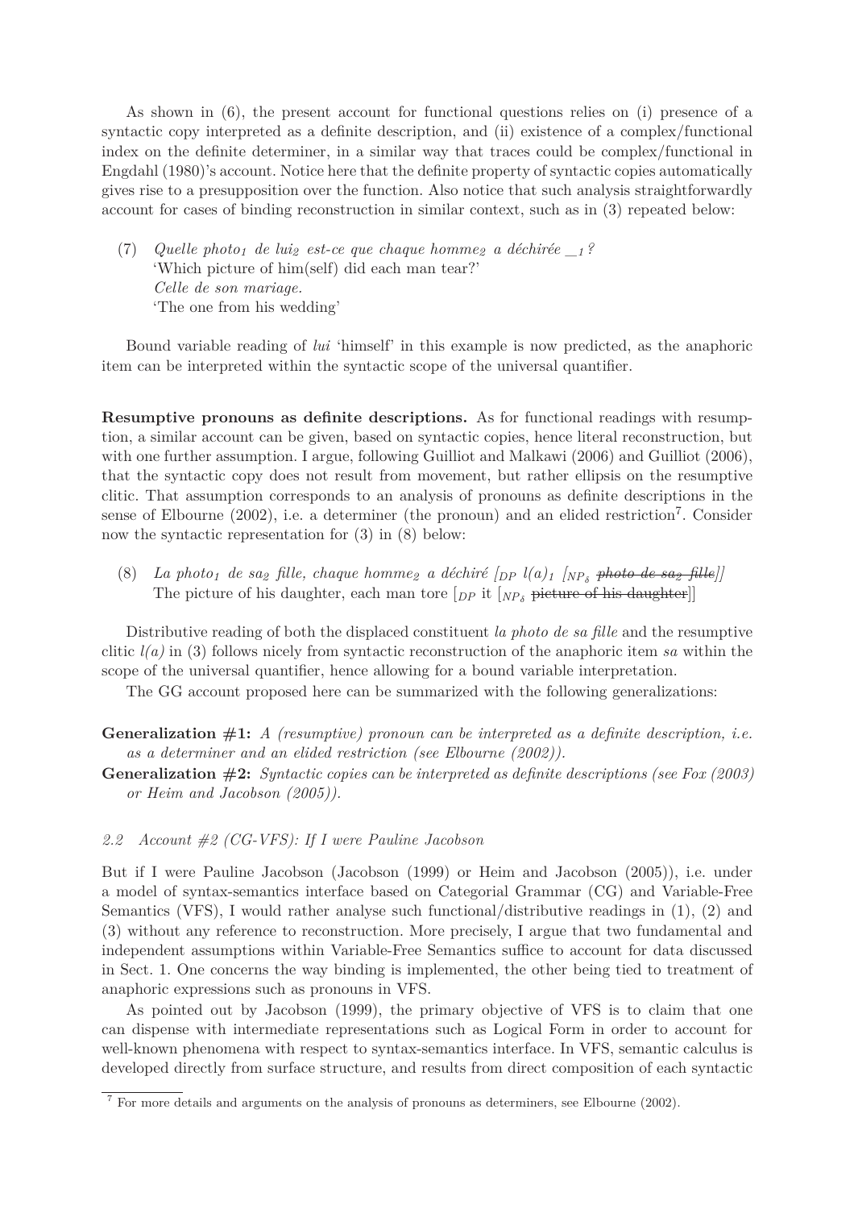As shown in (6), the present account for functional questions relies on (i) presence of a syntactic copy interpreted as a definite description, and (ii) existence of a complex/functional index on the definite determiner, in a similar way that traces could be complex/functional in Engdahl (1980)'s account. Notice here that the definite property of syntactic copies automatically gives rise to a presupposition over the function. Also notice that such analysis straightforwardly account for cases of binding reconstruction in similar context, such as in (3) repeated below:

(7) *Quelle photo$_1$ de lui$_2$ est-ce que chaque homme$_2$ a déchirée \_$_1$?*
'Which picture of him(self) did each man tear?'
*Celle de son mariage.*
'The one from his wedding'

Bound variable reading of *lui* 'himself' in this example is now predicted, as the anaphoric item can be interpreted within the syntactic scope of the universal quantifier.

**Resumptive pronouns as definite descriptions.** As for functional readings with resumption, a similar account can be given, based on syntactic copies, hence literal reconstruction, but with one further assumption. I argue, following Guilliot and Malkawi (2006) and Guilliot (2006), that the syntactic copy does not result from movement, but rather ellipsis on the resumptive clitic. That assumption corresponds to an analysis of pronouns as definite descriptions in the sense of Elbourne (2002), i.e. a determiner (the pronoun) and an elided restriction[7]. Consider now the syntactic representation for (3) in (8) below:

(8) *La photo$_1$ de sa$_2$ fille, chaque homme$_2$ a déchiré [$_{DP}$ l(a)$_1$ [$_{NP_\delta}$ ~~photo de sa$_2$ fille~~]]*
The picture of his daughter, each man tore [$_{DP}$ it [$_{NP_\delta}$ ~~picture of his daughter~~]]

Distributive reading of both the displaced constituent *la photo de sa fille* and the resumptive clitic *l(a)* in (3) follows nicely from syntactic reconstruction of the anaphoric item *sa* within the scope of the universal quantifier, hence allowing for a bound variable interpretation.

The GG account proposed here can be summarized with the following generalizations:

**Generalization #1:** *A (resumptive) pronoun can be interpreted as a definite description, i.e. as a determiner and an elided restriction (see Elbourne (2002)).*

**Generalization #2:** *Syntactic copies can be interpreted as definite descriptions (see Fox (2003) or Heim and Jacobson (2005)).*

### *2.2 Account #2 (CG-VFS): If I were Pauline Jacobson*

But if I were Pauline Jacobson (Jacobson (1999) or Heim and Jacobson (2005)), i.e. under a model of syntax-semantics interface based on Categorial Grammar (CG) and Variable-Free Semantics (VFS), I would rather analyse such functional/distributive readings in (1), (2) and (3) without any reference to reconstruction. More precisely, I argue that two fundamental and independent assumptions within Variable-Free Semantics suffice to account for data discussed in Sect. 1. One concerns the way binding is implemented, the other being tied to treatment of anaphoric expressions such as pronouns in VFS.

As pointed out by Jacobson (1999), the primary objective of VFS is to claim that one can dispense with intermediate representations such as Logical Form in order to account for well-known phenomena with respect to syntax-semantics interface. In VFS, semantic calculus is developed directly from surface structure, and results from direct composition of each syntactic

[7] For more details and arguments on the analysis of pronouns as determiners, see Elbourne (2002).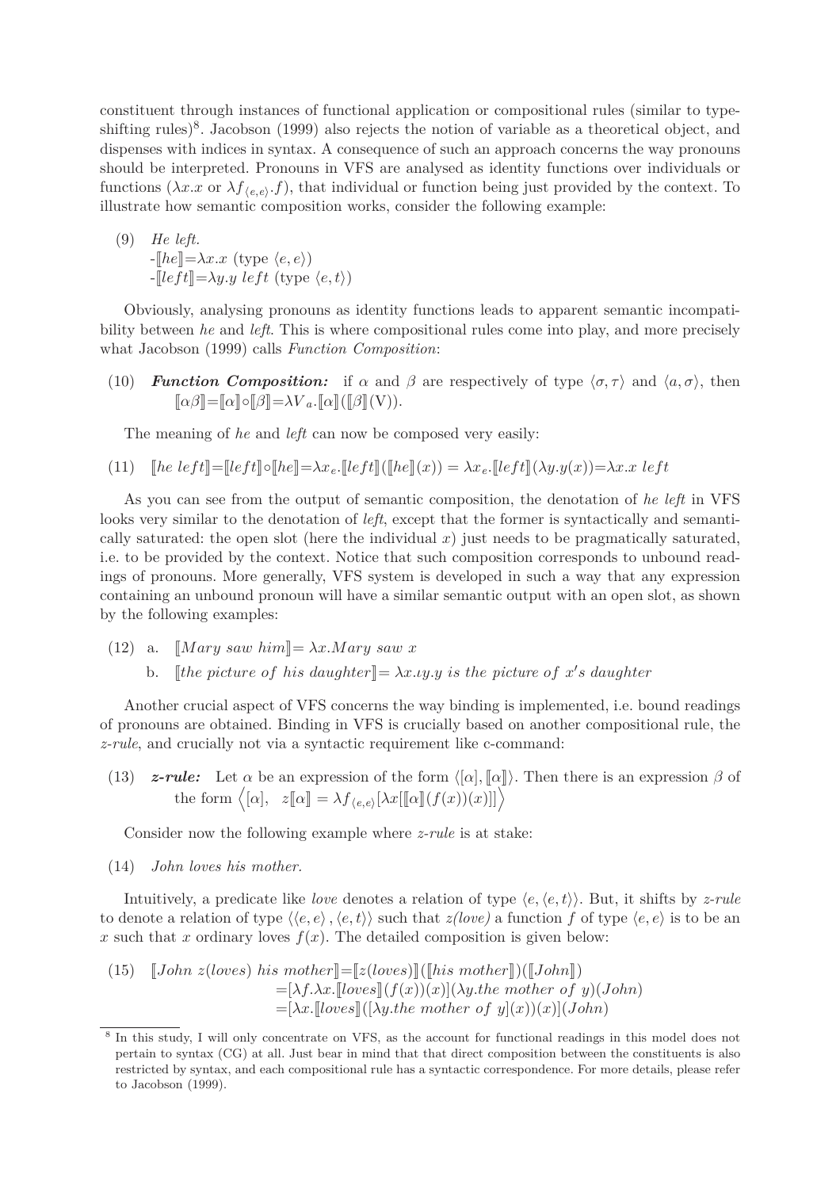constituent through instances of functional application or compositional rules (similar to type-shifting rules)[8]. Jacobson (1999) also rejects the notion of variable as a theoretical object, and dispenses with indices in syntax. A consequence of such an approach concerns the way pronouns should be interpreted. Pronouns in VFS are analysed as identity functions over individuals or functions ($\lambda x.x$ or $\lambda f_{\langle e,e\rangle}.f$), that individual or function being just provided by the context. To illustrate how semantic composition works, consider the following example:

(9) *He left.*
-$[\![he]\!]=\lambda x.x$ (type $\langle e,e\rangle$)
-$[\![left]\!]=\lambda y.y\ left$ (type $\langle e,t\rangle$)

Obviously, analysing pronouns as identity functions leads to apparent semantic incompatibility between *he* and *left*. This is where compositional rules come into play, and more precisely what Jacobson (1999) calls *Function Composition*:

(10) ***Function Composition:*** if $\alpha$ and $\beta$ are respectively of type $\langle \sigma,\tau\rangle$ and $\langle a,\sigma\rangle$, then $[\![\alpha\beta]\!]=[\![\alpha]\!]\circ[\![\beta]\!]=\lambda V_a.[\![\alpha]\!]([\![\beta]\!](\mathrm{V}))$.

The meaning of *he* and *left* can now be composed very easily:

(11) $[\![he\ left]\!]=[\![left]\!]\circ[\![he]\!]=\lambda x_e.[\![left]\!]([\![he]\!](x)) = \lambda x_e.[\![left]\!](\lambda y.y(x))=\lambda x.x\ left$

As you can see from the output of semantic composition, the denotation of *he left* in VFS looks very similar to the denotation of *left*, except that the former is syntactically and semantically saturated: the open slot (here the individual $x$) just needs to be pragmatically saturated, i.e. to be provided by the context. Notice that such composition corresponds to unbound readings of pronouns. More generally, VFS system is developed in such a way that any expression containing an unbound pronoun will have a similar semantic output with an open slot, as shown by the following examples:

(12) a. $[\![Mary\ saw\ him]\!]= \lambda x.Mary\ saw\ x$

b. $[\![the\ picture\ of\ his\ daughter]\!]= \lambda x.\iota y.y\ is\ the\ picture\ of\ x's\ daughter$

Another crucial aspect of VFS concerns the way binding is implemented, i.e. bound readings of pronouns are obtained. Binding in VFS is crucially based on another compositional rule, the *z-rule*, and crucially not via a syntactic requirement like c-command:

(13) ***z-rule:*** Let $\alpha$ be an expression of the form $\langle[\alpha],[\![\alpha]\!]\rangle$. Then there is an expression $\beta$ of the form $\left\langle[\alpha],\ \ z[\![\alpha]\!] = \lambda f_{\langle e,e\rangle}[\lambda x[[\![\alpha]\!](f(x))(x)]]\right\rangle$

Consider now the following example where *z-rule* is at stake:

(14) *John loves his mother.*

Intuitively, a predicate like *love* denotes a relation of type $\langle e,\langle e,t\rangle\rangle$. But, it shifts by *z-rule* to denote a relation of type $\langle\langle e,e\rangle,\langle e,t\rangle\rangle$ such that *z(love)* a function $f$ of type $\langle e,e\rangle$ is to be an $x$ such that $x$ ordinary loves $f(x)$. The detailed composition is given below:

(15) $[\![John\ z(loves)\ his\ mother]\!]=[\![z(loves)]\!]([\![his\ mother]\!])([\![John]\!])$
$=[\lambda f.\lambda x.[\![loves]\!](f(x))(x)](\lambda y.the\ mother\ of\ y)(John)$
$=[\lambda x.[\![loves]\!]([\lambda y.the\ mother\ of\ y](x))(x)](John)$

[8] In this study, I will only concentrate on VFS, as the account for functional readings in this model does not pertain to syntax (CG) at all. Just bear in mind that that direct composition between the constituents is also restricted by syntax, and each compositional rule has a syntactic correspondence. For more details, please refer to Jacobson (1999).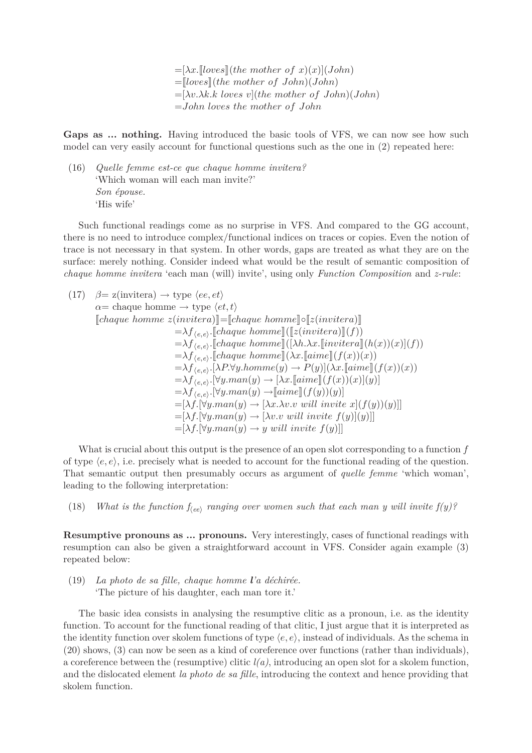$$
\begin{aligned}
&= [\lambda x. [\![loves]\!](the\ mother\ of\ x)(x)](John) \\
&= [\![loves]\!](the\ mother\ of\ John)(John) \\
&= [\lambda v.\lambda k.k\ loves\ v](the\ mother\ of\ John)(John) \\
&= John\ loves\ the\ mother\ of\ John
\end{aligned}
$$

**Gaps as ... nothing.** Having introduced the basic tools of VFS, we can now see how such model can very easily account for functional questions such as the one in (2) repeated here:

(16) *Quelle femme est-ce que chaque homme invitera?*
'Which woman will each man invite?'
*Son épouse.*
'His wife'

Such functional readings come as no surprise in VFS. And compared to the GG account, there is no need to introduce complex/functional indices on traces or copies. Even the notion of trace is not necessary in that system. In other words, gaps are treated as what they are on the surface: merely nothing. Consider indeed what would be the result of semantic composition of *chaque homme invitera* 'each man (will) invite', using only *Function Composition* and *z-rule*:

(17) $\beta$= z(invitera) $\rightarrow$ type $\langle ee, et \rangle$
$\alpha$= chaque homme $\rightarrow$ type $\langle et, t \rangle$

$$
\begin{aligned}
[\![chaque\ homme\ z(invitera)]\!] &= [\![chaque\ homme]\!] \circ [\![z(invitera)]\!] \\
&= \lambda f_{\langle e,e \rangle}.[\![chaque\ homme]\!]([\![z(invitera)]\!](f)) \\
&= \lambda f_{\langle e,e \rangle}.[\![chaque\ homme]\!]([\lambda h.\lambda x.[\![invitera]\!](h(x))(x)](f)) \\
&= \lambda f_{\langle e,e \rangle}.[\![chaque\ homme]\!](\lambda x.[\![aime]\!](f(x))(x)) \\
&= \lambda f_{\langle e,e \rangle}.[\lambda P.\forall y.homme(y) \rightarrow P(y)](\lambda x.[\![aime]\!](f(x))(x)) \\
&= \lambda f_{\langle e,e \rangle}.[\forall y.man(y) \rightarrow [\lambda x.[\![aime]\!](f(x))(x)](y)] \\
&= \lambda f_{\langle e,e \rangle}.[\forall y.man(y) \rightarrow [\![aime]\!](f(y))(y)] \\
&= [\lambda f.[\forall y.man(y) \rightarrow [\lambda x.\lambda v.v\ will\ invite\ x](f(y))(y)]] \\
&= [\lambda f.[\forall y.man(y) \rightarrow [\lambda v.v\ will\ invite\ f(y)](y)]] \\
&= [\lambda f.[\forall y.man(y) \rightarrow y\ will\ invite\ f(y)]]
\end{aligned}
$$

What is crucial about this output is the presence of an open slot corresponding to a function $f$ of type $\langle e, e \rangle$, i.e. precisely what is needed to account for the functional reading of the question. That semantic output then presumably occurs as argument of *quelle femme* 'which woman', leading to the following interpretation:

(18) *What is the function $f_{\langle ee \rangle}$ ranging over women such that each man y will invite f(y)?*

**Resumptive pronouns as ... pronouns.** Very interestingly, cases of functional readings with resumption can also be given a straightforward account in VFS. Consider again example (3) repeated below:

(19) *La photo de sa fille, chaque homme **l**'a déchirée.*
'The picture of his daughter, each man tore it.'

The basic idea consists in analysing the resumptive clitic as a pronoun, i.e. as the identity function. To account for the functional reading of that clitic, I just argue that it is interpreted as the identity function over skolem functions of type $\langle e, e \rangle$, instead of individuals. As the schema in (20) shows, (3) can now be seen as a kind of coreference over functions (rather than individuals), a coreference between the (resumptive) clitic *l(a)*, introducing an open slot for a skolem function, and the dislocated element *la photo de sa fille*, introducing the context and hence providing that skolem function.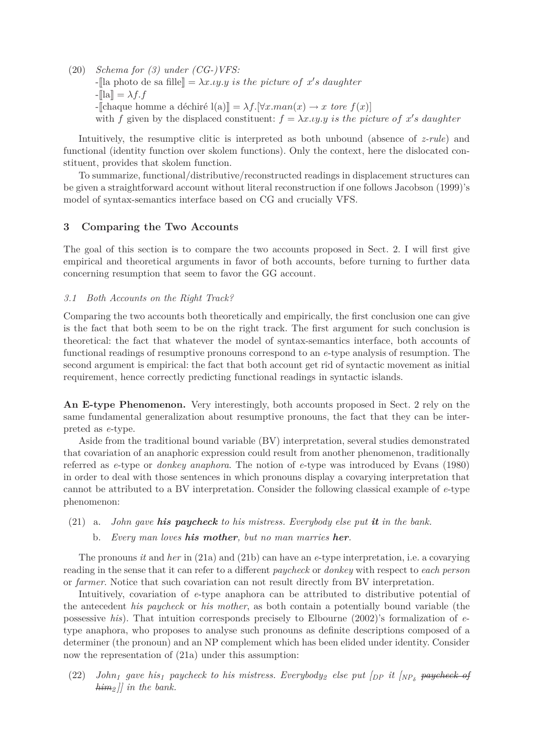(20) *Schema for (3) under (CG-)VFS:*
- $[\![$la photo de sa fille$]\!] = \lambda x.\iota y.y$ *is the picture of* $x'$*s daughter*
- $[\![$la$]\!] = \lambda f.f$
- $[\![$chaque homme a déchiré l(a)$]\!] = \lambda f.[\forall x.man(x) \rightarrow x$ *tore* $f(x)]$

with $f$ given by the displaced constituent: $f = \lambda x.\iota y.y$ *is the picture of* $x'$*s daughter*

Intuitively, the resumptive clitic is interpreted as both unbound (absence of *z-rule*) and functional (identity function over skolem functions). Only the context, here the dislocated constituent, provides that skolem function.

To summarize, functional/distributive/reconstructed readings in displacement structures can be given a straightforward account without literal reconstruction if one follows Jacobson (1999)'s model of syntax-semantics interface based on CG and crucially VFS.

## 3 Comparing the Two Accounts

The goal of this section is to compare the two accounts proposed in Sect. 2. I will first give empirical and theoretical arguments in favor of both accounts, before turning to further data concerning resumption that seem to favor the GG account.

### *3.1 Both Accounts on the Right Track?*

Comparing the two accounts both theoretically and empirically, the first conclusion one can give is the fact that both seem to be on the right track. The first argument for such conclusion is theoretical: the fact that whatever the model of syntax-semantics interface, both accounts of functional readings of resumptive pronouns correspond to an *e*-type analysis of resumption. The second argument is empirical: the fact that both account get rid of syntactic movement as initial requirement, hence correctly predicting functional readings in syntactic islands.

**An E-type Phenomenon.** Very interestingly, both accounts proposed in Sect. 2 rely on the same fundamental generalization about resumptive pronouns, the fact that they can be interpreted as *e*-type.

Aside from the traditional bound variable (BV) interpretation, several studies demonstrated that covariation of an anaphoric expression could result from another phenomenon, traditionally referred as *e*-type or *donkey anaphora*. The notion of *e*-type was introduced by Evans (1980) in order to deal with those sentences in which pronouns display a covarying interpretation that cannot be attributed to a BV interpretation. Consider the following classical example of *e*-type phenomenon:

(21) a. *John gave* ***his paycheck*** *to his mistress. Everybody else put* ***it*** *in the bank.*

b. *Every man loves* ***his mother****, but no man marries* ***her****.*

The pronouns *it* and *her* in (21a) and (21b) can have an *e*-type interpretation, i.e. a covarying reading in the sense that it can refer to a different *paycheck* or *donkey* with respect to *each person* or *farmer*. Notice that such covariation can not result directly from BV interpretation.

Intuitively, covariation of *e*-type anaphora can be attributed to distributive potential of the antecedent *his paycheck* or *his mother*, as both contain a potentially bound variable (the possessive *his*). That intuition corresponds precisely to Elbourne (2002)'s formalization of *e*-type anaphora, who proposes to analyse such pronouns as definite descriptions composed of a determiner (the pronoun) and an NP complement which has been elided under identity. Consider now the representation of (21a) under this assumption:

(22) *John$_1$ gave his$_1$ paycheck to his mistress. Everybody$_2$ else put $[_{DP}$ it $[_{NP_\delta}$ ~~paycheck of him$_2$~~$]]$ in the bank.*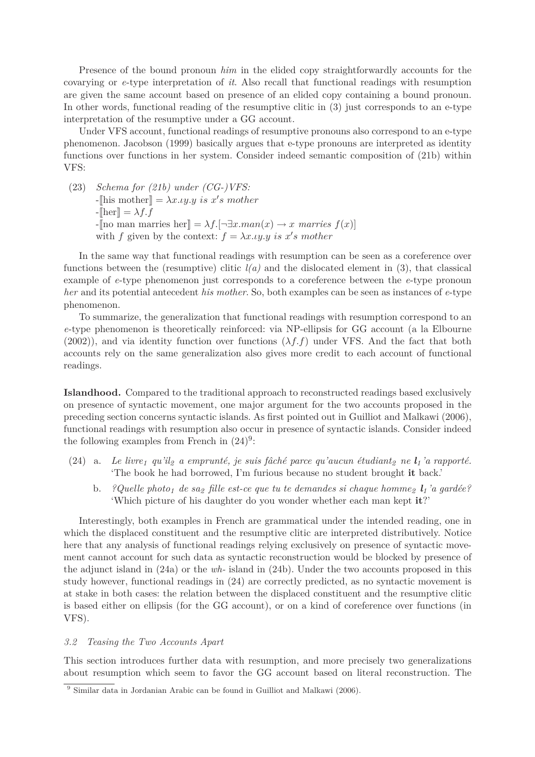Presence of the bound pronoun *him* in the elided copy straightforwardly accounts for the covarying or *e*-type interpretation of *it*. Also recall that functional readings with resumption are given the same account based on presence of an elided copy containing a bound pronoun. In other words, functional reading of the resumptive clitic in (3) just corresponds to an e-type interpretation of the resumptive under a GG account.

Under VFS account, functional readings of resumptive pronouns also correspond to an e-type phenomenon. Jacobson (1999) basically argues that e-type pronouns are interpreted as identity functions over functions in her system. Consider indeed semantic composition of (21b) within VFS:

(23) *Schema for (21b) under (CG-)VFS:*
- $[\![\text{his mother}]\!] = \lambda x.\iota y.y \textit{ is } x'\textit{s mother}$
- $[\![\text{her}]\!] = \lambda f.f$
- $[\![\text{no man marries her}]\!] = \lambda f.[\neg\exists x.man(x) \rightarrow x \textit{ marries } f(x)]$
with $f$ given by the context: $f = \lambda x.\iota y.y \textit{ is } x'\textit{s mother}$

In the same way that functional readings with resumption can be seen as a coreference over functions between the (resumptive) clitic *l(a)* and the dislocated element in (3), that classical example of *e*-type phenomenon just corresponds to a coreference between the *e*-type pronoun *her* and its potential antecedent *his mother*. So, both examples can be seen as instances of *e*-type phenomenon.

To summarize, the generalization that functional readings with resumption correspond to an *e*-type phenomenon is theoretically reinforced: via NP-ellipsis for GG account (a la Elbourne (2002)), and via identity function over functions ($\lambda f.f$) under VFS. And the fact that both accounts rely on the same generalization also gives more credit to each account of functional readings.

**Islandhood.** Compared to the traditional approach to reconstructed readings based exclusively on presence of syntactic movement, one major argument for the two accounts proposed in the preceding section concerns syntactic islands. As first pointed out in Guilliot and Malkawi (2006), functional readings with resumption also occur in presence of syntactic islands. Consider indeed the following examples from French in (24)[9]:

(24) a. *Le livre$_1$ qu'il$_2$ a emprunté, je suis fâché parce qu'aucun étudiant$_2$ ne **l$_1$**'a rapporté.*
'The book he had borrowed, I'm furious because no student brought **it** back.'

b. *?Quelle photo$_1$ de sa$_2$ fille est-ce que tu te demandes si chaque homme$_2$ **l$_1$**'a gardée?*
'Which picture of his daughter do you wonder whether each man kept **it**?'

Interestingly, both examples in French are grammatical under the intended reading, one in which the displaced constituent and the resumptive clitic are interpreted distributively. Notice here that any analysis of functional readings relying exclusively on presence of syntactic movement cannot account for such data as syntactic reconstruction would be blocked by presence of the adjunct island in (24a) or the *wh-* island in (24b). Under the two accounts proposed in this study however, functional readings in (24) are correctly predicted, as no syntactic movement is at stake in both cases: the relation between the displaced constituent and the resumptive clitic is based either on ellipsis (for the GG account), or on a kind of coreference over functions (in VFS).

### *3.2 Teasing the Two Accounts Apart*

This section introduces further data with resumption, and more precisely two generalizations about resumption which seem to favor the GG account based on literal reconstruction. The

[9] Similar data in Jordanian Arabic can be found in Guilliot and Malkawi (2006).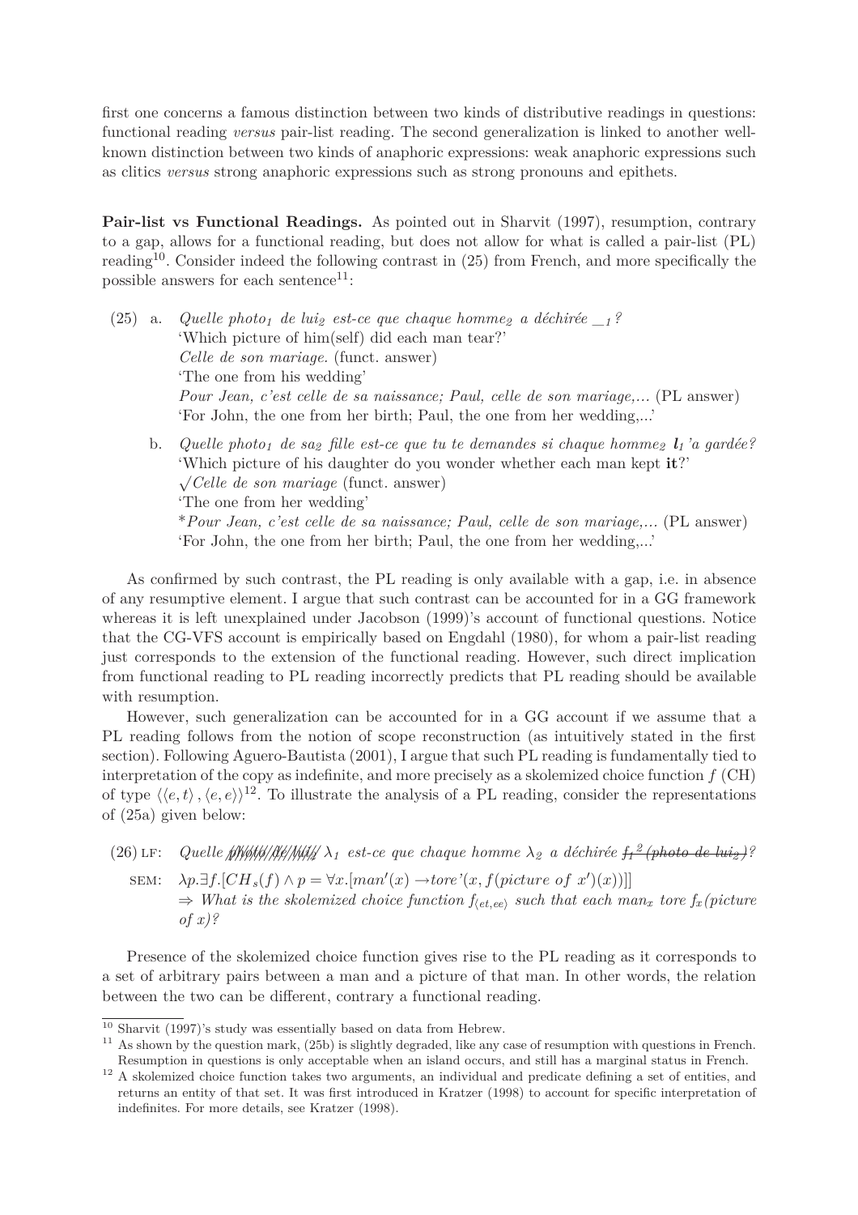first one concerns a famous distinction between two kinds of distributive readings in questions: functional reading *versus* pair-list reading. The second generalization is linked to another well-known distinction between two kinds of anaphoric expressions: weak anaphoric expressions such as clitics *versus* strong anaphoric expressions such as strong pronouns and epithets.

**Pair-list vs Functional Readings.** As pointed out in Sharvit (1997), resumption, contrary to a gap, allows for a functional reading, but does not allow for what is called a pair-list (PL) reading[10]. Consider indeed the following contrast in (25) from French, and more specifically the possible answers for each sentence[11]:

(25) a. *Quelle photo$_1$ de lui$_2$ est-ce que chaque homme$_2$ a déchirée \_$_1$?*
'Which picture of him(self) did each man tear?'
*Celle de son mariage.* (funct. answer)
'The one from his wedding'
*Pour Jean, c'est celle de sa naissance; Paul, celle de son mariage,...* (PL answer)
'For John, the one from her birth; Paul, the one from her wedding,...'

b. *Quelle photo$_1$ de sa$_2$ fille est-ce que tu te demandes si chaque homme$_2$ **l$_1$**'a gardée?*
'Which picture of his daughter do you wonder whether each man kept **it**?'
$\surd$*Celle de son mariage* (funct. answer)
'The one from her wedding'
\**Pour Jean, c'est celle de sa naissance; Paul, celle de son mariage,...* (PL answer)
'For John, the one from her birth; Paul, the one from her wedding,...'

As confirmed by such contrast, the PL reading is only available with a gap, i.e. in absence of any resumptive element. I argue that such contrast can be accounted for in a GG framework whereas it is left unexplained under Jacobson (1999)'s account of functional questions. Notice that the CG-VFS account is empirically based on Engdahl (1980), for whom a pair-list reading just corresponds to the extension of the functional reading. However, such direct implication from functional reading to PL reading incorrectly predicts that PL reading should be available with resumption.

However, such generalization can be accounted for in a GG account if we assume that a PL reading follows from the notion of scope reconstruction (as intuitively stated in the first section). Following Aguero-Bautista (2001), I argue that such PL reading is fundamentally tied to interpretation of the copy as indefinite, and more precisely as a skolemized choice function $f$ (CH) of type $\langle\langle e,t\rangle, \langle e,e\rangle\rangle$[12]. To illustrate the analysis of a PL reading, consider the representations of (25a) given below:

(26) LF: *Quelle ~~photo de lui~~ $\lambda_1$ est-ce que chaque homme $\lambda_2$ a déchirée ~~$f_1{}^2$ (photo de lui$_2$)~~?*
SEM: $\lambda p.\exists f.[CH_s(f) \wedge p = \forall x.[man'(x) \rightarrow tore'(x, f(picture\ of\ x')(x))]]$
$\Rightarrow$ *What is the skolemized choice function $f_{\langle et,ee\rangle}$ such that each man$_x$ tore $f_x$(picture of x)?*

Presence of the skolemized choice function gives rise to the PL reading as it corresponds to a set of arbitrary pairs between a man and a picture of that man. In other words, the relation between the two can be different, contrary a functional reading.

---

[10] Sharvit (1997)'s study was essentially based on data from Hebrew.

[11] As shown by the question mark, (25b) is slightly degraded, like any case of resumption with questions in French. Resumption in questions is only acceptable when an island occurs, and still has a marginal status in French.

[12] A skolemized choice function takes two arguments, an individual and predicate defining a set of entities, and returns an entity of that set. It was first introduced in Kratzer (1998) to account for specific interpretation of indefinites. For more details, see Kratzer (1998).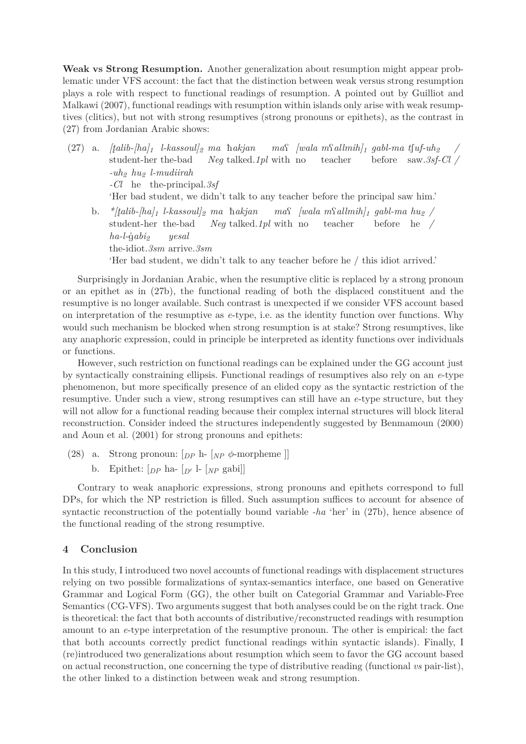**Weak vs Strong Resumption.** Another generalization about resumption might appear problematic under VFS account: the fact that the distinction between weak versus strong resumption plays a role with respect to functional readings of resumption. A pointed out by Guilliot and Malkawi (2007), functional readings with resumption within islands only arise with weak resumptives (clitics), but not with strong resumptives (strong pronouns or epithets), as the contrast in (27) from Jordanian Arabic shows:

(27) a. *[ṭalib-[ha]$_1$ l-kassoul]$_2$ ma ħakjan maʕ [wala mʕallmih]$_1$ gabl-ma tʃuf-uh$_2$ / -uh$_2$ hu$_2$ l-mudiirah*
student-her the-bad *Neg* talked.*1pl* with no teacher before saw.*3sf*-*Cl* / -*Cl* he the-principal.*3sf*
'Her bad student, we didn't talk to any teacher before the principal saw him.'

b. *\*[ṭalib-[ha]$_1$ l-kassoul]$_2$ ma ħakjan maʕ [wala mʕallmih]$_1$ gabl-ma hu$_2$ / ha-l-ġabi$_2$ yesal*
student-her the-bad *Neg* talked.*1pl* with no teacher before he / the-idiot.*3sm* arrive.*3sm*
'Her bad student, we didn't talk to any teacher before he / this idiot arrived.'

Surprisingly in Jordanian Arabic, when the resumptive clitic is replaced by a strong pronoun or an epithet as in (27b), the functional reading of both the displaced constituent and the resumptive is no longer available. Such contrast is unexpected if we consider VFS account based on interpretation of the resumptive as *e*-type, i.e. as the identity function over functions. Why would such mechanism be blocked when strong resumption is at stake? Strong resumptives, like any anaphoric expression, could in principle be interpreted as identity functions over individuals or functions.

However, such restriction on functional readings can be explained under the GG account just by syntactically constraining ellipsis. Functional readings of resumptives also rely on an *e*-type phenomenon, but more specifically presence of an elided copy as the syntactic restriction of the resumptive. Under such a view, strong resumptives can still have an *e*-type structure, but they will not allow for a functional reading because their complex internal structures will block literal reconstruction. Consider indeed the structures independently suggested by Benmamoun (2000) and Aoun et al. (2001) for strong pronouns and epithets:

(28) a. Strong pronoun: $[_{DP}$ h- $[_{NP}$ $\phi$-morpheme $]]$

b. Epithet: $[_{DP}$ ha- $[_{D'}$ l- $[_{NP}$ gabi$]]$

Contrary to weak anaphoric expressions, strong pronouns and epithets correspond to full DPs, for which the NP restriction is filled. Such assumption suffices to account for absence of syntactic reconstruction of the potentially bound variable *-ha* 'her' in (27b), hence absence of the functional reading of the strong resumptive.

## 4 Conclusion

In this study, I introduced two novel accounts of functional readings with displacement structures relying on two possible formalizations of syntax-semantics interface, one based on Generative Grammar and Logical Form (GG), the other built on Categorial Grammar and Variable-Free Semantics (CG-VFS). Two arguments suggest that both analyses could be on the right track. One is theoretical: the fact that both accounts of distributive/reconstructed readings with resumption amount to an *e*-type interpretation of the resumptive pronoun. The other is empirical: the fact that both accounts correctly predict functional readings within syntactic islands). Finally, I (re)introduced two generalizations about resumption which seem to favor the GG account based on actual reconstruction, one concerning the type of distributive reading (functional *vs* pair-list), the other linked to a distinction between weak and strong resumption.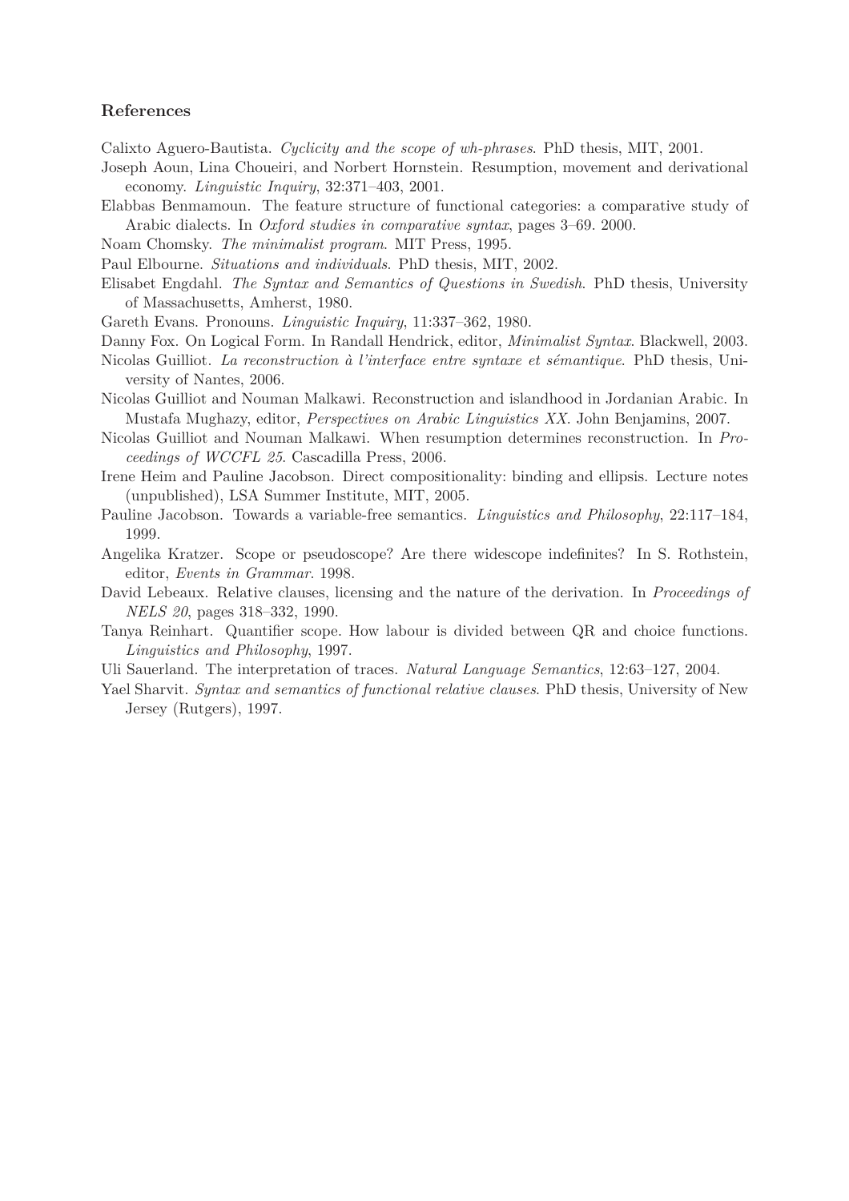### References

Calixto Aguero-Bautista. *Cyclicity and the scope of wh-phrases*. PhD thesis, MIT, 2001.

Joseph Aoun, Lina Choueiri, and Norbert Hornstein. Resumption, movement and derivational economy. *Linguistic Inquiry*, 32:371–403, 2001.

Elabbas Benmamoun. The feature structure of functional categories: a comparative study of Arabic dialects. In *Oxford studies in comparative syntax*, pages 3–69. 2000.

Noam Chomsky. *The minimalist program*. MIT Press, 1995.

Paul Elbourne. *Situations and individuals*. PhD thesis, MIT, 2002.

Elisabet Engdahl. *The Syntax and Semantics of Questions in Swedish*. PhD thesis, University of Massachusetts, Amherst, 1980.

Gareth Evans. Pronouns. *Linguistic Inquiry*, 11:337–362, 1980.

Danny Fox. On Logical Form. In Randall Hendrick, editor, *Minimalist Syntax*. Blackwell, 2003.

Nicolas Guilliot. *La reconstruction à l'interface entre syntaxe et sémantique*. PhD thesis, University of Nantes, 2006.

Nicolas Guilliot and Nouman Malkawi. Reconstruction and islandhood in Jordanian Arabic. In Mustafa Mughazy, editor, *Perspectives on Arabic Linguistics XX*. John Benjamins, 2007.

Nicolas Guilliot and Nouman Malkawi. When resumption determines reconstruction. In *Proceedings of WCCFL 25*. Cascadilla Press, 2006.

Irene Heim and Pauline Jacobson. Direct compositionality: binding and ellipsis. Lecture notes (unpublished), LSA Summer Institute, MIT, 2005.

Pauline Jacobson. Towards a variable-free semantics. *Linguistics and Philosophy*, 22:117–184, 1999.

Angelika Kratzer. Scope or pseudoscope? Are there widescope indefinites? In S. Rothstein, editor, *Events in Grammar*. 1998.

David Lebeaux. Relative clauses, licensing and the nature of the derivation. In *Proceedings of NELS 20*, pages 318–332, 1990.

Tanya Reinhart. Quantifier scope. How labour is divided between QR and choice functions. *Linguistics and Philosophy*, 1997.

Uli Sauerland. The interpretation of traces. *Natural Language Semantics*, 12:63–127, 2004.

Yael Sharvit. *Syntax and semantics of functional relative clauses*. PhD thesis, University of New Jersey (Rutgers), 1997.